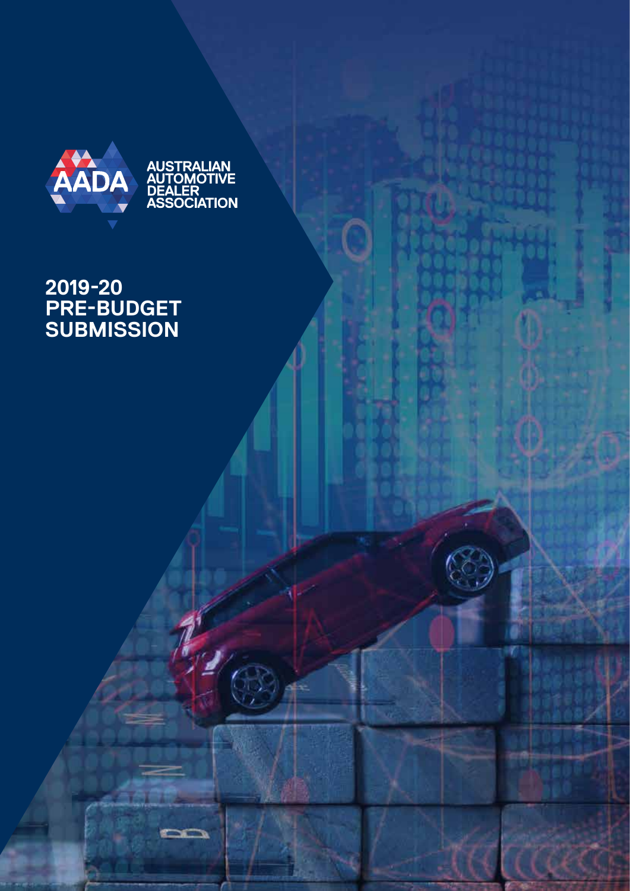AADA

AUSTRALIAN AUTOMOTIVE DEALER ASSOCIATION

# 2019-20 PRE-BUDGET SUBMISSION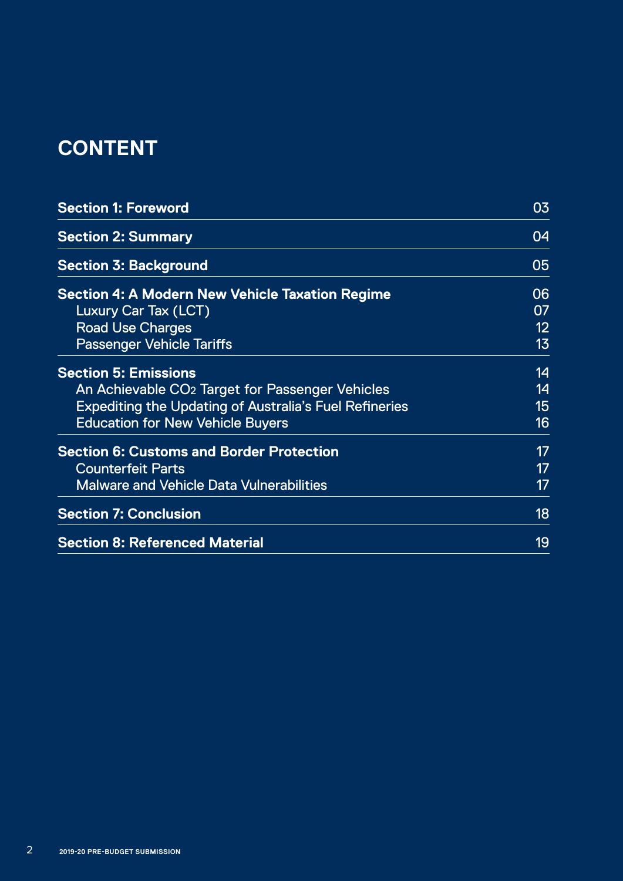# CONTENT

| | |
|---|---|
| **Section 1: Foreword** | 03 |
| **Section 2: Summary** | 04 |
| **Section 3: Background** | 05 |
| **Section 4: A Modern New Vehicle Taxation Regime** | 06 |
| Luxury Car Tax (LCT) | 07 |
| Road Use Charges | 12 |
| Passenger Vehicle Tariffs | 13 |
| **Section 5: Emissions** | 14 |
| An Achievable $CO_2$ Target for Passenger Vehicles | 14 |
| Expediting the Updating of Australia's Fuel Refineries | 15 |
| Education for New Vehicle Buyers | 16 |
| **Section 6: Customs and Border Protection** | 17 |
| Counterfeit Parts | 17 |
| Malware and Vehicle Data Vulnerabilities | 17 |
| **Section 7: Conclusion** | 18 |
| **Section 8: Referenced Material** | 19 |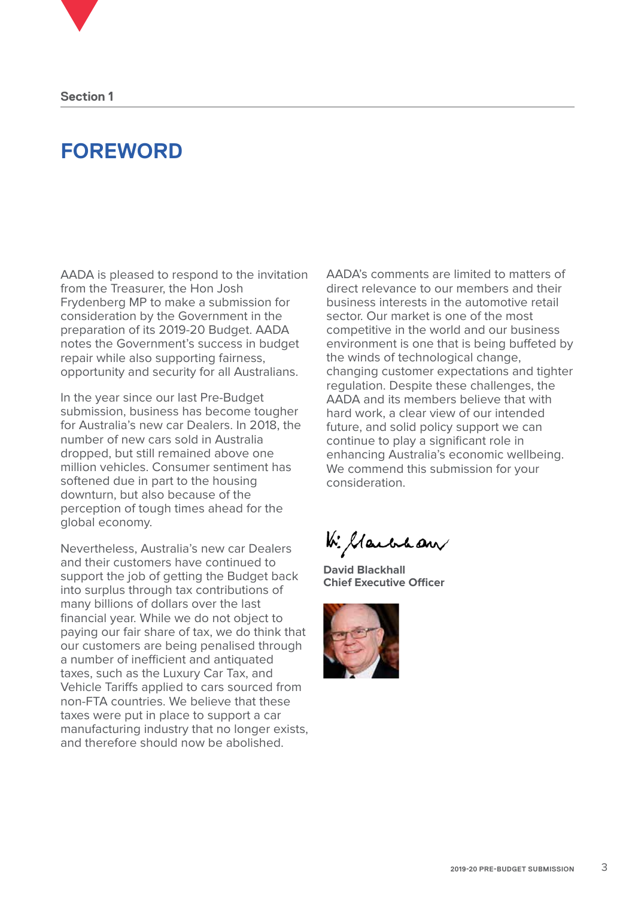Section 1

# FOREWORD

AADA is pleased to respond to the invitation from the Treasurer, the Hon Josh Frydenberg MP to make a submission for consideration by the Government in the preparation of its 2019-20 Budget. AADA notes the Government's success in budget repair while also supporting fairness, opportunity and security for all Australians.

In the year since our last Pre-Budget submission, business has become tougher for Australia's new car Dealers. In 2018, the number of new cars sold in Australia dropped, but still remained above one million vehicles. Consumer sentiment has softened due in part to the housing downturn, but also because of the perception of tough times ahead for the global economy.

Nevertheless, Australia's new car Dealers and their customers have continued to support the job of getting the Budget back into surplus through tax contributions of many billions of dollars over the last financial year. While we do not object to paying our fair share of tax, we do think that our customers are being penalised through a number of inefficient and antiquated taxes, such as the Luxury Car Tax, and Vehicle Tariffs applied to cars sourced from non-FTA countries. We believe that these taxes were put in place to support a car manufacturing industry that no longer exists, and therefore should now be abolished.

AADA's comments are limited to matters of direct relevance to our members and their business interests in the automotive retail sector. Our market is one of the most competitive in the world and our business environment is one that is being buffeted by the winds of technological change, changing customer expectations and tighter regulation. Despite these challenges, the AADA and its members believe that with hard work, a clear view of our intended future, and solid policy support we can continue to play a significant role in enhancing Australia's economic wellbeing. We commend this submission for your consideration.

**David Blackhall**
**Chief Executive Officer**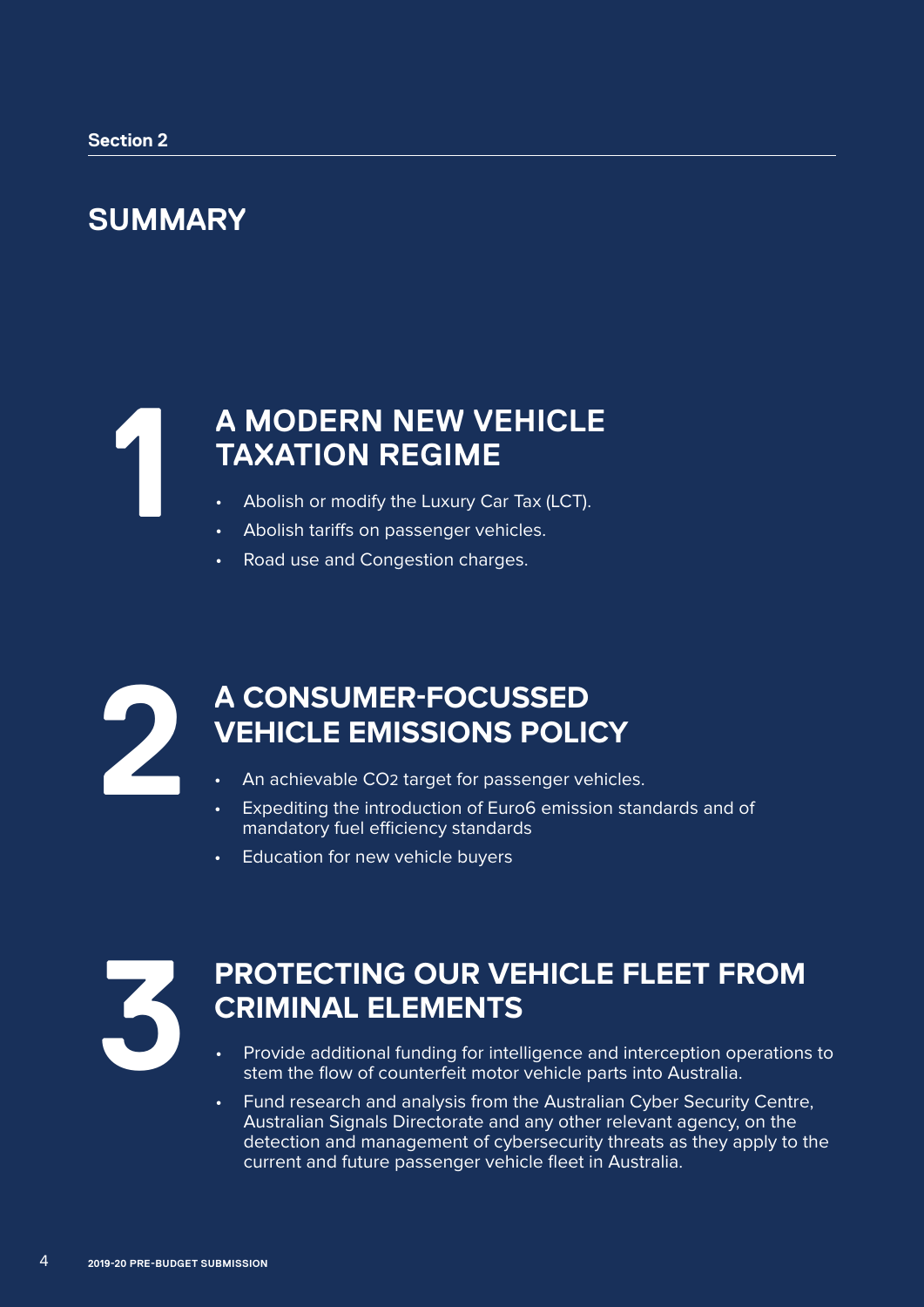Section 2

# SUMMARY

## 1 A MODERN NEW VEHICLE TAXATION REGIME

- Abolish or modify the Luxury Car Tax (LCT).
- Abolish tariffs on passenger vehicles.
- Road use and Congestion charges.

## 2 A CONSUMER-FOCUSSED VEHICLE EMISSIONS POLICY

- An achievable $CO_2$ target for passenger vehicles.
- Expediting the introduction of Euro6 emission standards and of mandatory fuel efficiency standards
- Education for new vehicle buyers

## 3 PROTECTING OUR VEHICLE FLEET FROM CRIMINAL ELEMENTS

- Provide additional funding for intelligence and interception operations to stem the flow of counterfeit motor vehicle parts into Australia.
- Fund research and analysis from the Australian Cyber Security Centre, Australian Signals Directorate and any other relevant agency, on the detection and management of cybersecurity threats as they apply to the current and future passenger vehicle fleet in Australia.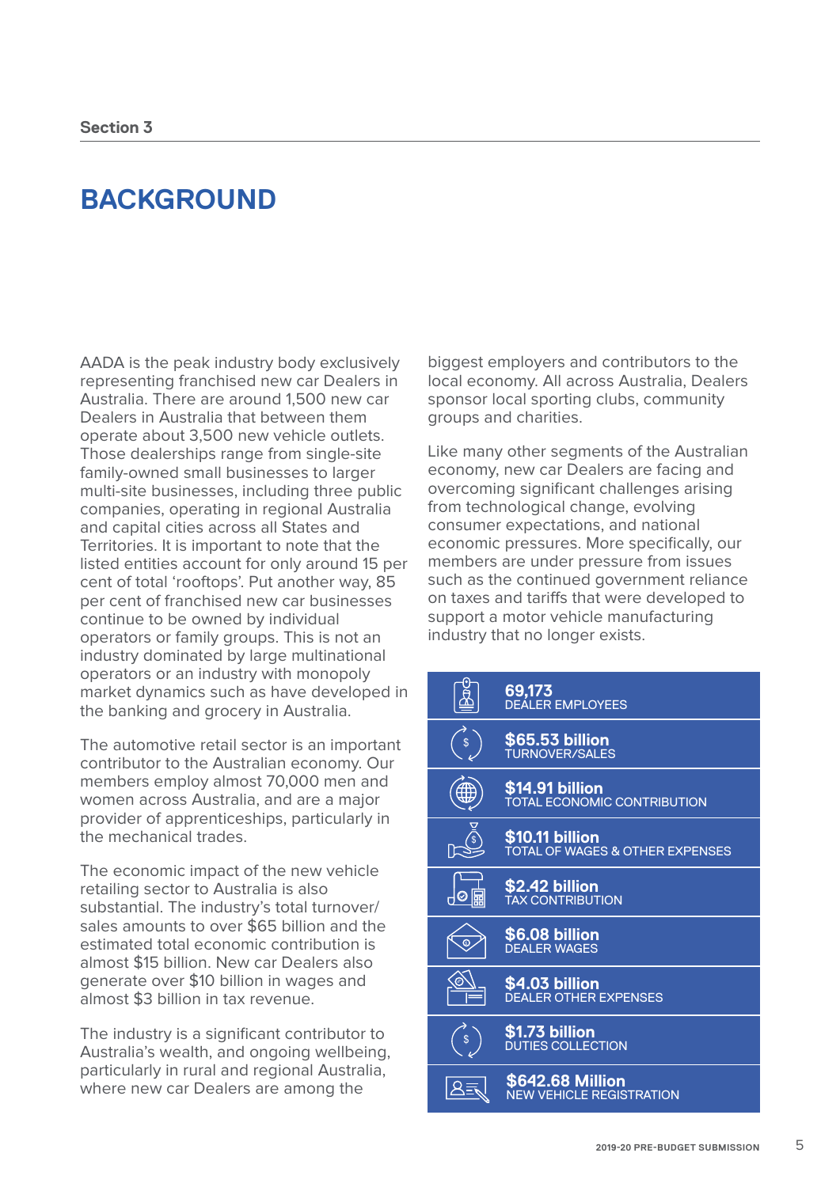Section 3

# BACKGROUND

AADA is the peak industry body exclusively representing franchised new car Dealers in Australia. There are around 1,500 new car Dealers in Australia that between them operate about 3,500 new vehicle outlets. Those dealerships range from single-site family-owned small businesses to larger multi-site businesses, including three public companies, operating in regional Australia and capital cities across all States and Territories. It is important to note that the listed entities account for only around 15 per cent of total 'rooftops'. Put another way, 85 per cent of franchised new car businesses continue to be owned by individual operators or family groups. This is not an industry dominated by large multinational operators or an industry with monopoly market dynamics such as have developed in the banking and grocery in Australia.

The automotive retail sector is an important contributor to the Australian economy. Our members employ almost 70,000 men and women across Australia, and are a major provider of apprenticeships, particularly in the mechanical trades.

The economic impact of the new vehicle retailing sector to Australia is also substantial. The industry's total turnover/sales amounts to over $65 billion and the estimated total economic contribution is almost $15 billion. New car Dealers also generate over $10 billion in wages and almost $3 billion in tax revenue.

The industry is a significant contributor to Australia's wealth, and ongoing wellbeing, particularly in rural and regional Australia, where new car Dealers are among the biggest employers and contributors to the local economy. All across Australia, Dealers sponsor local sporting clubs, community groups and charities.

Like many other segments of the Australian economy, new car Dealers are facing and overcoming significant challenges arising from technological change, evolving consumer expectations, and national economic pressures. More specifically, our members are under pressure from issues such as the continued government reliance on taxes and tariffs that were developed to support a motor vehicle manufacturing industry that no longer exists.

**69,173**
DEALER EMPLOYEES

**$65.53 billion**
TURNOVER/SALES

**$14.91 billion**
TOTAL ECONOMIC CONTRIBUTION

**$10.11 billion**
TOTAL OF WAGES & OTHER EXPENSES

**$2.42 billion**
TAX CONTRIBUTION

**$6.08 billion**
DEALER WAGES

**$4.03 billion**
DEALER OTHER EXPENSES

**$1.73 billion**
DUTIES COLLECTION

**$642.68 Million**
NEW VEHICLE REGISTRATION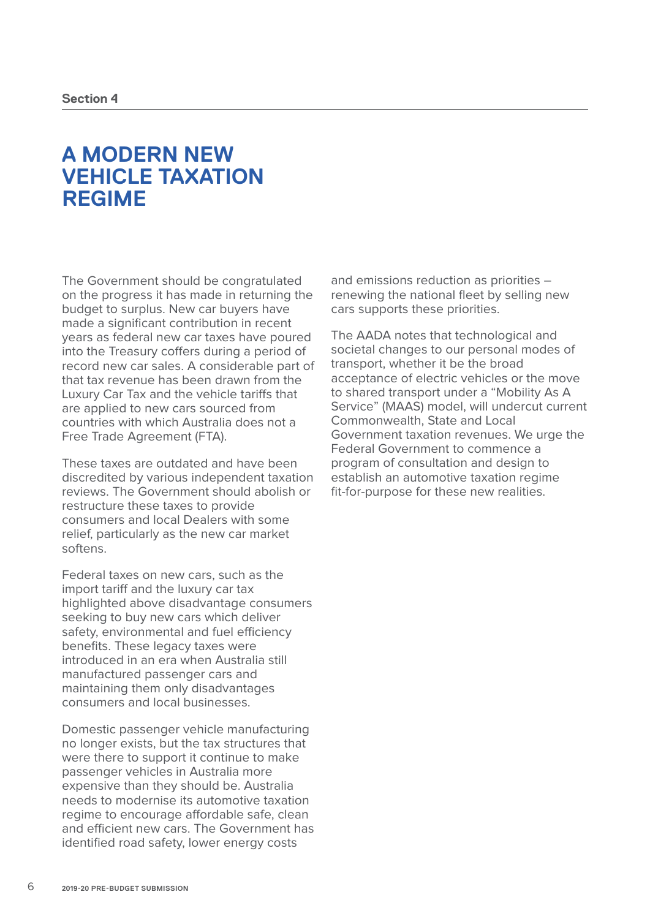Section 4

# A MODERN NEW VEHICLE TAXATION REGIME

The Government should be congratulated on the progress it has made in returning the budget to surplus. New car buyers have made a significant contribution in recent years as federal new car taxes have poured into the Treasury coffers during a period of record new car sales. A considerable part of that tax revenue has been drawn from the Luxury Car Tax and the vehicle tariffs that are applied to new cars sourced from countries with which Australia does not a Free Trade Agreement (FTA).

These taxes are outdated and have been discredited by various independent taxation reviews. The Government should abolish or restructure these taxes to provide consumers and local Dealers with some relief, particularly as the new car market softens.

Federal taxes on new cars, such as the import tariff and the luxury car tax highlighted above disadvantage consumers seeking to buy new cars which deliver safety, environmental and fuel efficiency benefits. These legacy taxes were introduced in an era when Australia still manufactured passenger cars and maintaining them only disadvantages consumers and local businesses.

Domestic passenger vehicle manufacturing no longer exists, but the tax structures that were there to support it continue to make passenger vehicles in Australia more expensive than they should be. Australia needs to modernise its automotive taxation regime to encourage affordable safe, clean and efficient new cars. The Government has identified road safety, lower energy costs and emissions reduction as priorities – renewing the national fleet by selling new cars supports these priorities.

The AADA notes that technological and societal changes to our personal modes of transport, whether it be the broad acceptance of electric vehicles or the move to shared transport under a “Mobility As A Service” (MAAS) model, will undercut current Commonwealth, State and Local Government taxation revenues. We urge the Federal Government to commence a program of consultation and design to establish an automotive taxation regime fit-for-purpose for these new realities.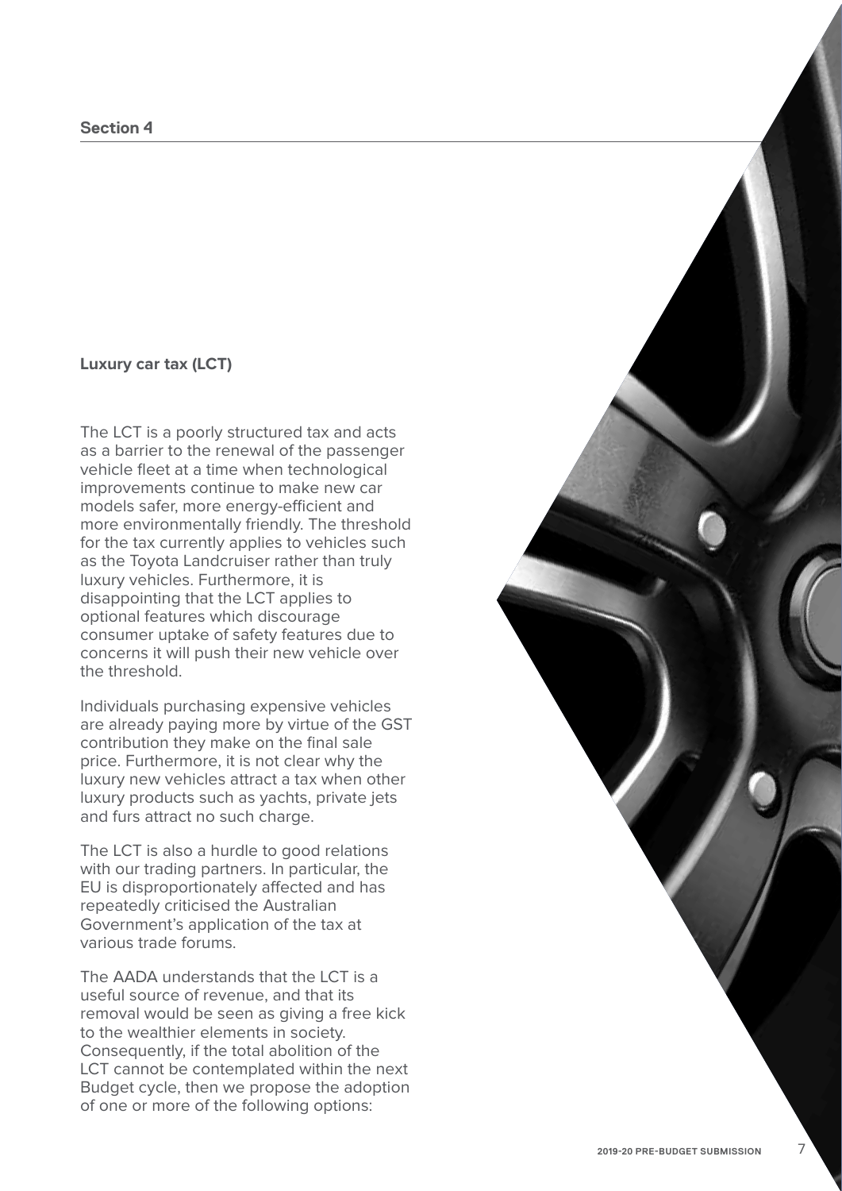## Section 4

### Luxury car tax (LCT)

The LCT is a poorly structured tax and acts as a barrier to the renewal of the passenger vehicle fleet at a time when technological improvements continue to make new car models safer, more energy-efficient and more environmentally friendly. The threshold for the tax currently applies to vehicles such as the Toyota Landcruiser rather than truly luxury vehicles. Furthermore, it is disappointing that the LCT applies to optional features which discourage consumer uptake of safety features due to concerns it will push their new vehicle over the threshold.

Individuals purchasing expensive vehicles are already paying more by virtue of the GST contribution they make on the final sale price. Furthermore, it is not clear why the luxury new vehicles attract a tax when other luxury products such as yachts, private jets and furs attract no such charge.

The LCT is also a hurdle to good relations with our trading partners. In particular, the EU is disproportionately affected and has repeatedly criticised the Australian Government's application of the tax at various trade forums.

The AADA understands that the LCT is a useful source of revenue, and that its removal would be seen as giving a free kick to the wealthier elements in society. Consequently, if the total abolition of the LCT cannot be contemplated within the next Budget cycle, then we propose the adoption of one or more of the following options: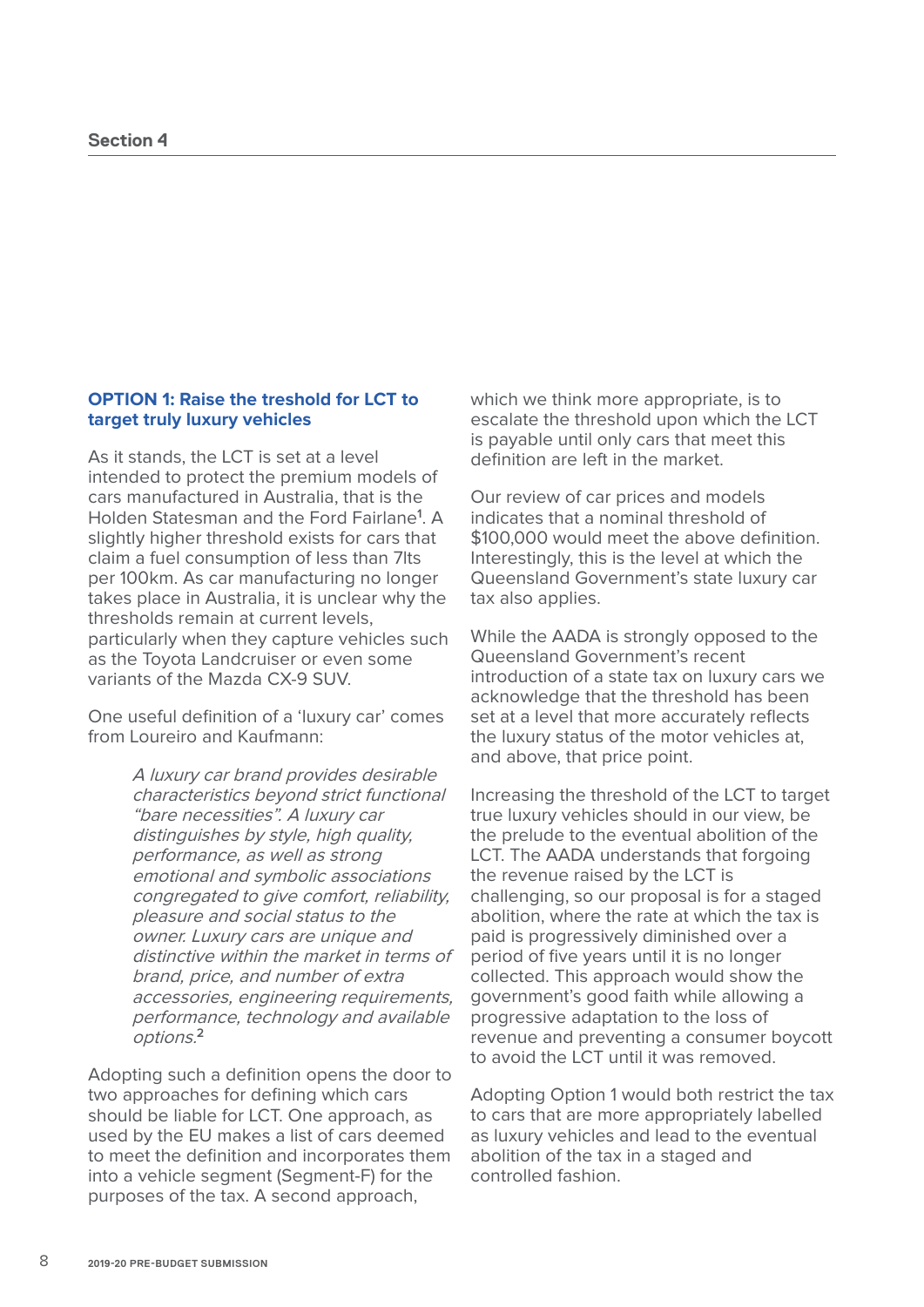## Section 4

### OPTION 1: Raise the treshold for LCT to target truly luxury vehicles

As it stands, the LCT is set at a level intended to protect the premium models of cars manufactured in Australia, that is the Holden Statesman and the Ford Fairlane[1]. A slightly higher threshold exists for cars that claim a fuel consumption of less than 7lts per 100km. As car manufacturing no longer takes place in Australia, it is unclear why the thresholds remain at current levels, particularly when they capture vehicles such as the Toyota Landcruiser or even some variants of the Mazda CX-9 SUV.

One useful definition of a 'luxury car' comes from Loureiro and Kaufmann:

> *A luxury car brand provides desirable characteristics beyond strict functional "bare necessities". A luxury car distinguishes by style, high quality, performance, as well as strong emotional and symbolic associations congregated to give comfort, reliability, pleasure and social status to the owner. Luxury cars are unique and distinctive within the market in terms of brand, price, and number of extra accessories, engineering requirements, performance, technology and available options.*[2]

Adopting such a definition opens the door to two approaches for defining which cars should be liable for LCT. One approach, as used by the EU makes a list of cars deemed to meet the definition and incorporates them into a vehicle segment (Segment-F) for the purposes of the tax. A second approach, which we think more appropriate, is to escalate the threshold upon which the LCT is payable until only cars that meet this definition are left in the market.

Our review of car prices and models indicates that a nominal threshold of $100,000 would meet the above definition. Interestingly, this is the level at which the Queensland Government's state luxury car tax also applies.

While the AADA is strongly opposed to the Queensland Government's recent introduction of a state tax on luxury cars we acknowledge that the threshold has been set at a level that more accurately reflects the luxury status of the motor vehicles at, and above, that price point.

Increasing the threshold of the LCT to target true luxury vehicles should in our view, be the prelude to the eventual abolition of the LCT. The AADA understands that forgoing the revenue raised by the LCT is challenging, so our proposal is for a staged abolition, where the rate at which the tax is paid is progressively diminished over a period of five years until it is no longer collected. This approach would show the government's good faith while allowing a progressive adaptation to the loss of revenue and preventing a consumer boycott to avoid the LCT until it was removed.

Adopting Option 1 would both restrict the tax to cars that are more appropriately labelled as luxury vehicles and lead to the eventual abolition of the tax in a staged and controlled fashion.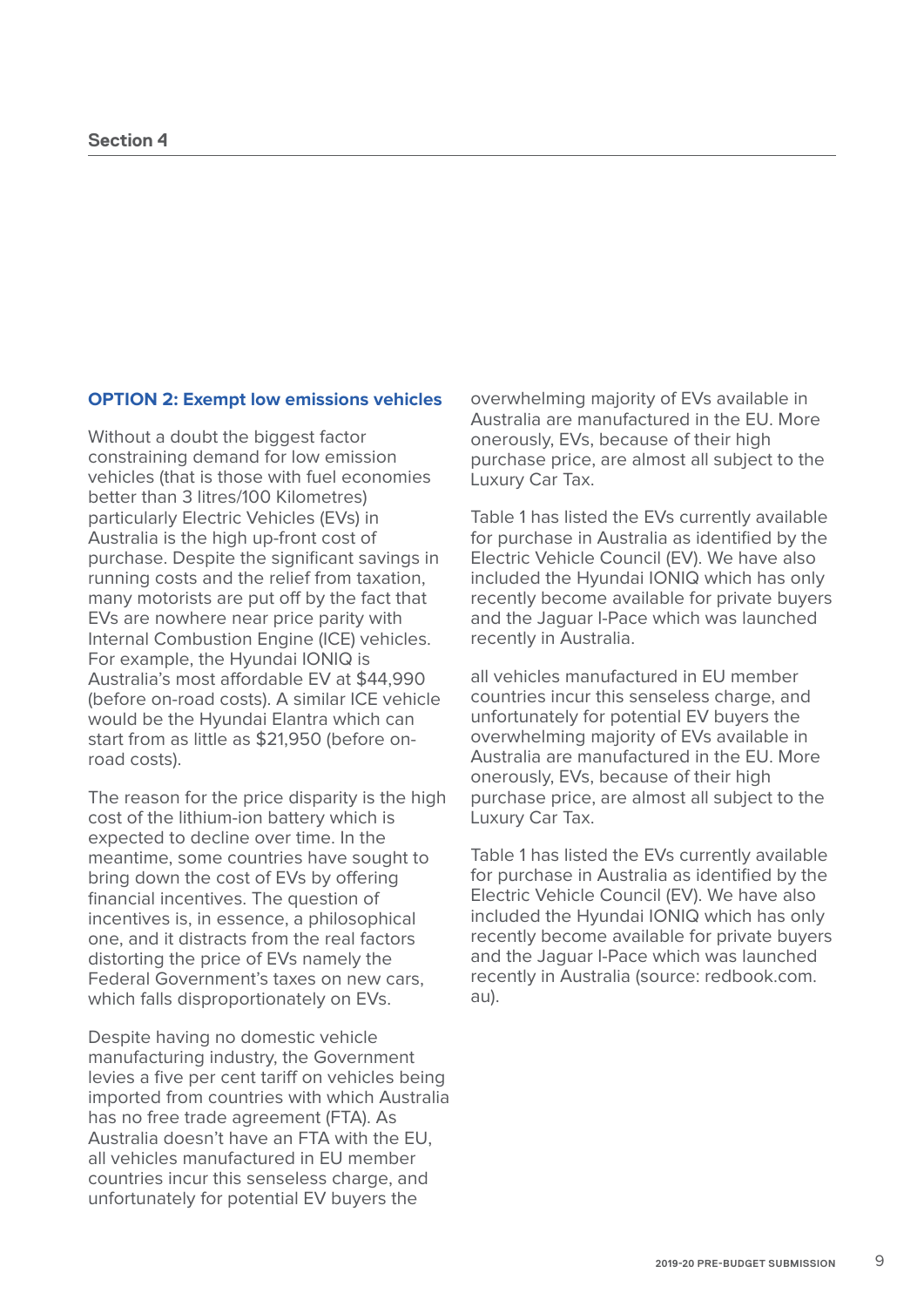### OPTION 2: Exempt low emissions vehicles

Without a doubt the biggest factor constraining demand for low emission vehicles (that is those with fuel economies better than 3 litres/100 Kilometres) particularly Electric Vehicles (EVs) in Australia is the high up-front cost of purchase. Despite the significant savings in running costs and the relief from taxation, many motorists are put off by the fact that EVs are nowhere near price parity with Internal Combustion Engine (ICE) vehicles. For example, the Hyundai IONIQ is Australia's most affordable EV at $44,990 (before on-road costs). A similar ICE vehicle would be the Hyundai Elantra which can start from as little as $21,950 (before on-road costs).

The reason for the price disparity is the high cost of the lithium-ion battery which is expected to decline over time. In the meantime, some countries have sought to bring down the cost of EVs by offering financial incentives. The question of incentives is, in essence, a philosophical one, and it distracts from the real factors distorting the price of EVs namely the Federal Government's taxes on new cars, which falls disproportionately on EVs.

Despite having no domestic vehicle manufacturing industry, the Government levies a five per cent tariff on vehicles being imported from countries with which Australia has no free trade agreement (FTA). As Australia doesn't have an FTA with the EU, all vehicles manufactured in EU member countries incur this senseless charge, and unfortunately for potential EV buyers the overwhelming majority of EVs available in Australia are manufactured in the EU. More onerously, EVs, because of their high purchase price, are almost all subject to the Luxury Car Tax.

Table 1 has listed the EVs currently available for purchase in Australia as identified by the Electric Vehicle Council (EV). We have also included the Hyundai IONIQ which has only recently become available for private buyers and the Jaguar I-Pace which was launched recently in Australia.

all vehicles manufactured in EU member countries incur this senseless charge, and unfortunately for potential EV buyers the overwhelming majority of EVs available in Australia are manufactured in the EU. More onerously, EVs, because of their high purchase price, are almost all subject to the Luxury Car Tax.

Table 1 has listed the EVs currently available for purchase in Australia as identified by the Electric Vehicle Council (EV). We have also included the Hyundai IONIQ which has only recently become available for private buyers and the Jaguar I-Pace which was launched recently in Australia (source: redbook.com.au).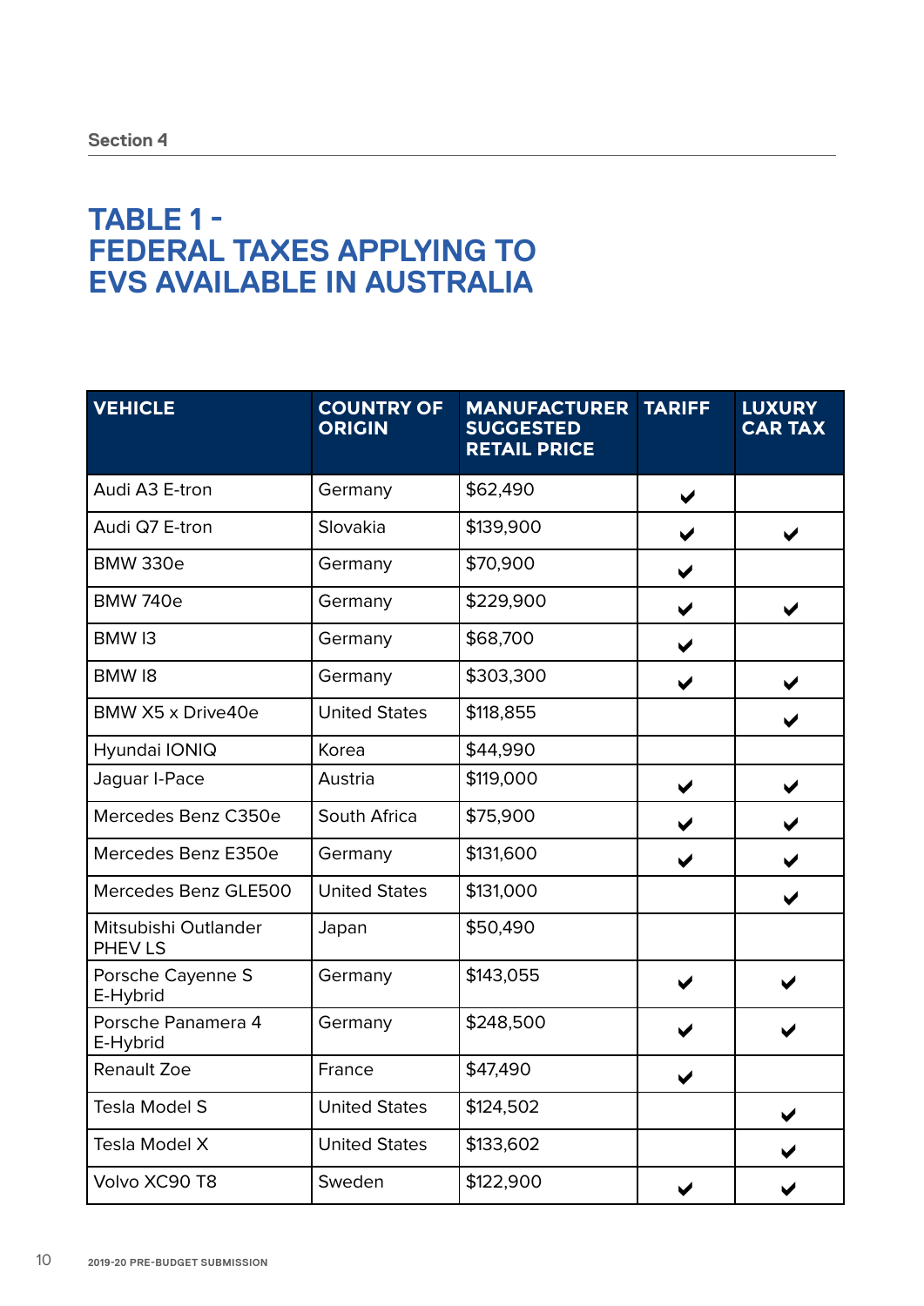Section 4

# TABLE 1 - FEDERAL TAXES APPLYING TO EVS AVAILABLE IN AUSTRALIA

| VEHICLE | COUNTRY OF ORIGIN | MANUFACTURER SUGGESTED RETAIL PRICE | TARIFF | LUXURY CAR TAX |
|---|---|---|---|---|
| Audi A3 E-tron | Germany | $62,490 | ✔ | |
| Audi Q7 E-tron | Slovakia | $139,900 | ✔ | ✔ |
| BMW 330e | Germany | $70,900 | ✔ | |
| BMW 740e | Germany | $229,900 | ✔ | ✔ |
| BMW I3 | Germany | $68,700 | ✔ | |
| BMW I8 | Germany | $303,300 | ✔ | ✔ |
| BMW X5 x Drive40e | United States | $118,855 | | ✔ |
| Hyundai IONIQ | Korea | $44,990 | | |
| Jaguar I-Pace | Austria | $119,000 | ✔ | ✔ |
| Mercedes Benz C350e | South Africa | $75,900 | ✔ | ✔ |
| Mercedes Benz E350e | Germany | $131,600 | ✔ | ✔ |
| Mercedes Benz GLE500 | United States | $131,000 | | ✔ |
| Mitsubishi Outlander PHEV LS | Japan | $50,490 | | |
| Porsche Cayenne S E-Hybrid | Germany | $143,055 | ✔ | ✔ |
| Porsche Panamera 4 E-Hybrid | Germany | $248,500 | ✔ | ✔ |
| Renault Zoe | France | $47,490 | ✔ | |
| Tesla Model S | United States | $124,502 | | ✔ |
| Tesla Model X | United States | $133,602 | | ✔ |
| Volvo XC90 T8 | Sweden | $122,900 | ✔ | ✔ |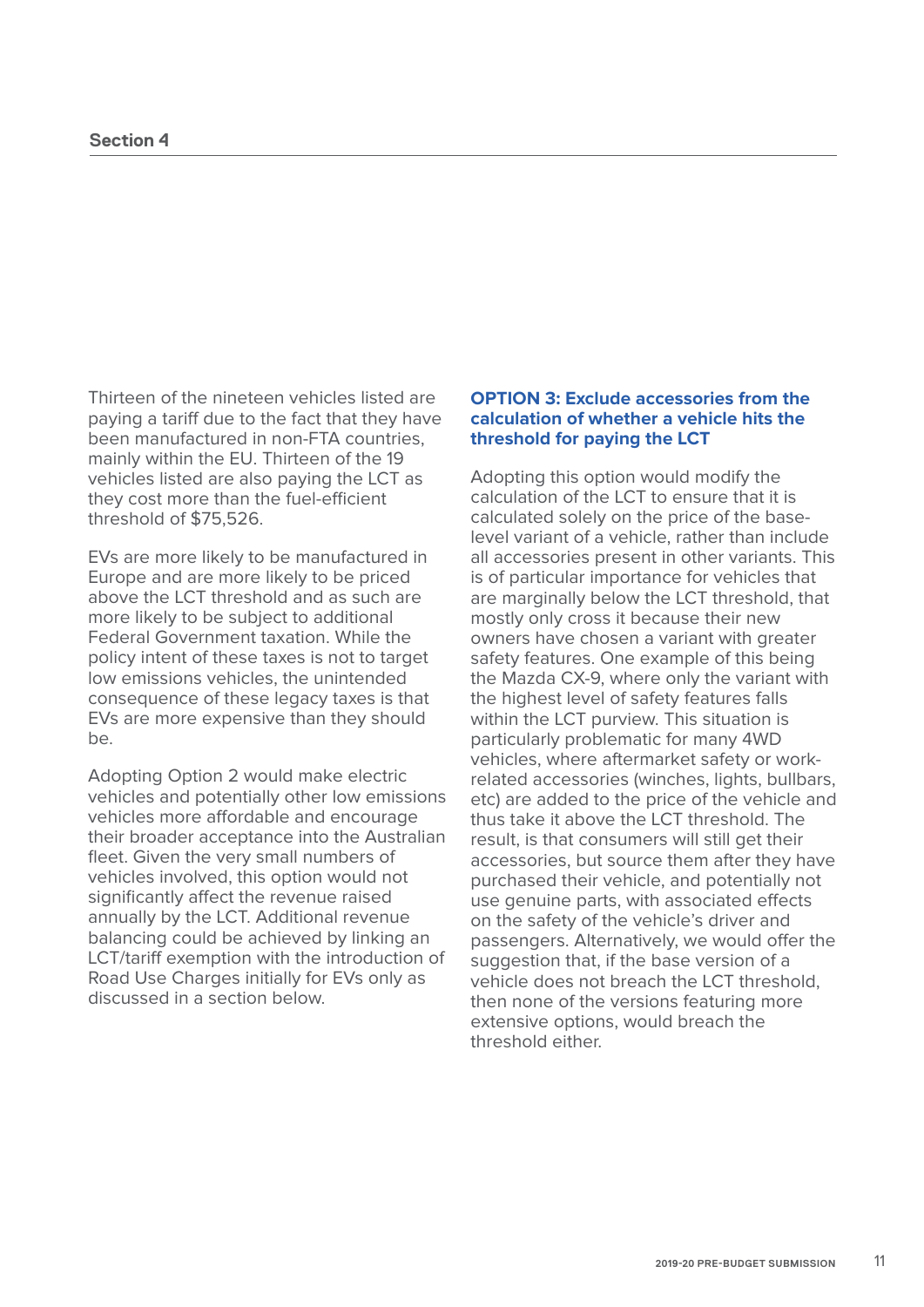Thirteen of the nineteen vehicles listed are paying a tariff due to the fact that they have been manufactured in non-FTA countries, mainly within the EU. Thirteen of the 19 vehicles listed are also paying the LCT as they cost more than the fuel-efficient threshold of $75,526.

EVs are more likely to be manufactured in Europe and are more likely to be priced above the LCT threshold and as such are more likely to be subject to additional Federal Government taxation. While the policy intent of these taxes is not to target low emissions vehicles, the unintended consequence of these legacy taxes is that EVs are more expensive than they should be.

Adopting Option 2 would make electric vehicles and potentially other low emissions vehicles more affordable and encourage their broader acceptance into the Australian fleet. Given the very small numbers of vehicles involved, this option would not significantly affect the revenue raised annually by the LCT. Additional revenue balancing could be achieved by linking an LCT/tariff exemption with the introduction of Road Use Charges initially for EVs only as discussed in a section below.

### OPTION 3: Exclude accessories from the calculation of whether a vehicle hits the threshold for paying the LCT

Adopting this option would modify the calculation of the LCT to ensure that it is calculated solely on the price of the base-level variant of a vehicle, rather than include all accessories present in other variants. This is of particular importance for vehicles that are marginally below the LCT threshold, that mostly only cross it because their new owners have chosen a variant with greater safety features. One example of this being the Mazda CX-9, where only the variant with the highest level of safety features falls within the LCT purview. This situation is particularly problematic for many 4WD vehicles, where aftermarket safety or work-related accessories (winches, lights, bullbars, etc) are added to the price of the vehicle and thus take it above the LCT threshold. The result, is that consumers will still get their accessories, but source them after they have purchased their vehicle, and potentially not use genuine parts, with associated effects on the safety of the vehicle's driver and passengers. Alternatively, we would offer the suggestion that, if the base version of a vehicle does not breach the LCT threshold, then none of the versions featuring more extensive options, would breach the threshold either.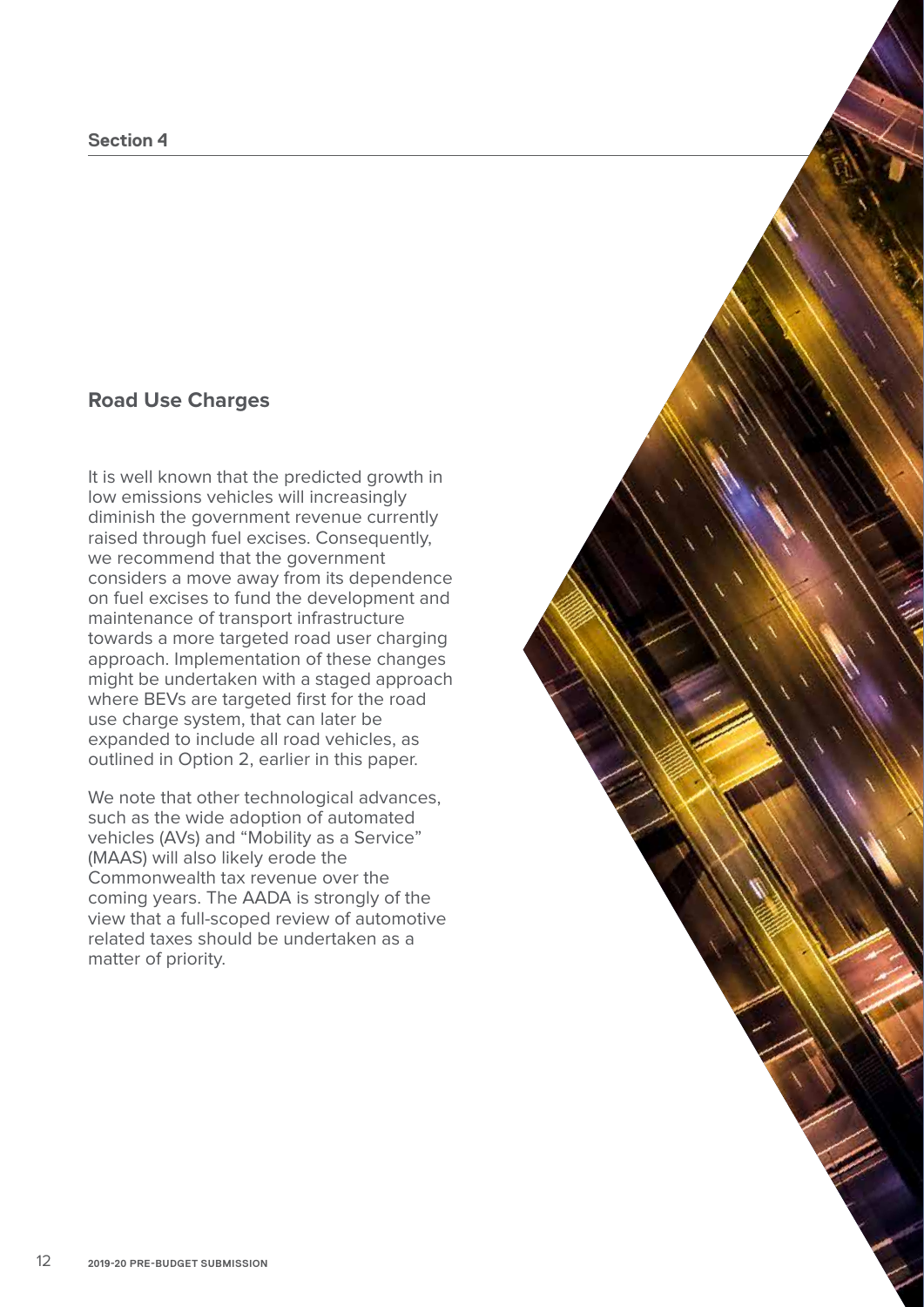## Road Use Charges

It is well known that the predicted growth in low emissions vehicles will increasingly diminish the government revenue currently raised through fuel excises. Consequently, we recommend that the government considers a move away from its dependence on fuel excises to fund the development and maintenance of transport infrastructure towards a more targeted road user charging approach. Implementation of these changes might be undertaken with a staged approach where BEVs are targeted first for the road use charge system, that can later be expanded to include all road vehicles, as outlined in Option 2, earlier in this paper.

We note that other technological advances, such as the wide adoption of automated vehicles (AVs) and "Mobility as a Service" (MAAS) will also likely erode the Commonwealth tax revenue over the coming years. The AADA is strongly of the view that a full-scoped review of automotive related taxes should be undertaken as a matter of priority.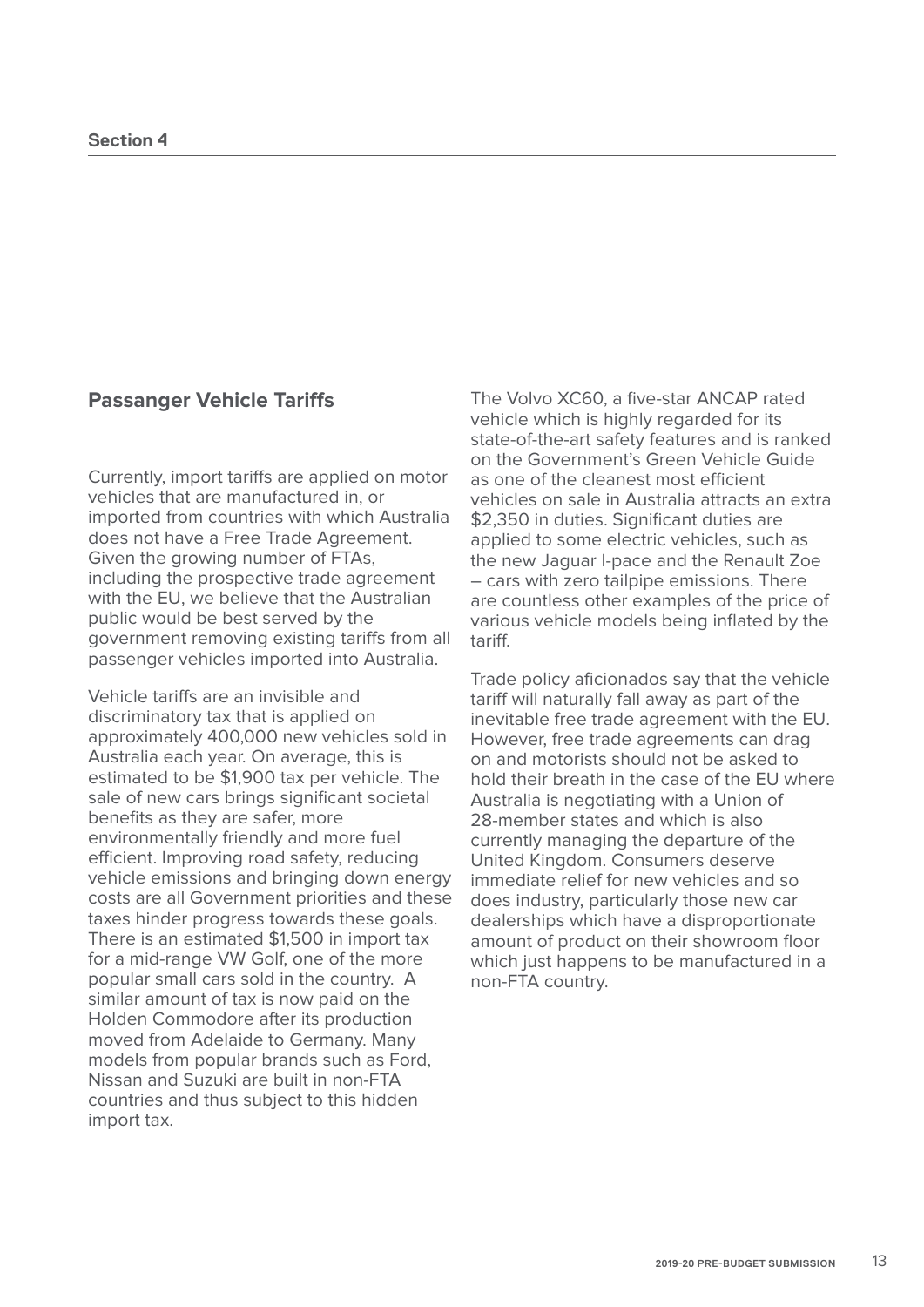## Section 4

## Passanger Vehicle Tariffs

Currently, import tariffs are applied on motor vehicles that are manufactured in, or imported from countries with which Australia does not have a Free Trade Agreement. Given the growing number of FTAs, including the prospective trade agreement with the EU, we believe that the Australian public would be best served by the government removing existing tariffs from all passenger vehicles imported into Australia.

Vehicle tariffs are an invisible and discriminatory tax that is applied on approximately 400,000 new vehicles sold in Australia each year. On average, this is estimated to be $1,900 tax per vehicle. The sale of new cars brings significant societal benefits as they are safer, more environmentally friendly and more fuel efficient. Improving road safety, reducing vehicle emissions and bringing down energy costs are all Government priorities and these taxes hinder progress towards these goals. There is an estimated $1,500 in import tax for a mid-range VW Golf, one of the more popular small cars sold in the country. A similar amount of tax is now paid on the Holden Commodore after its production moved from Adelaide to Germany. Many models from popular brands such as Ford, Nissan and Suzuki are built in non-FTA countries and thus subject to this hidden import tax.

The Volvo XC60, a five-star ANCAP rated vehicle which is highly regarded for its state-of-the-art safety features and is ranked on the Government's Green Vehicle Guide as one of the cleanest most efficient vehicles on sale in Australia attracts an extra $2,350 in duties. Significant duties are applied to some electric vehicles, such as the new Jaguar I-pace and the Renault Zoe – cars with zero tailpipe emissions. There are countless other examples of the price of various vehicle models being inflated by the tariff.

Trade policy aficionados say that the vehicle tariff will naturally fall away as part of the inevitable free trade agreement with the EU. However, free trade agreements can drag on and motorists should not be asked to hold their breath in the case of the EU where Australia is negotiating with a Union of 28-member states and which is also currently managing the departure of the United Kingdom. Consumers deserve immediate relief for new vehicles and so does industry, particularly those new car dealerships which have a disproportionate amount of product on their showroom floor which just happens to be manufactured in a non-FTA country.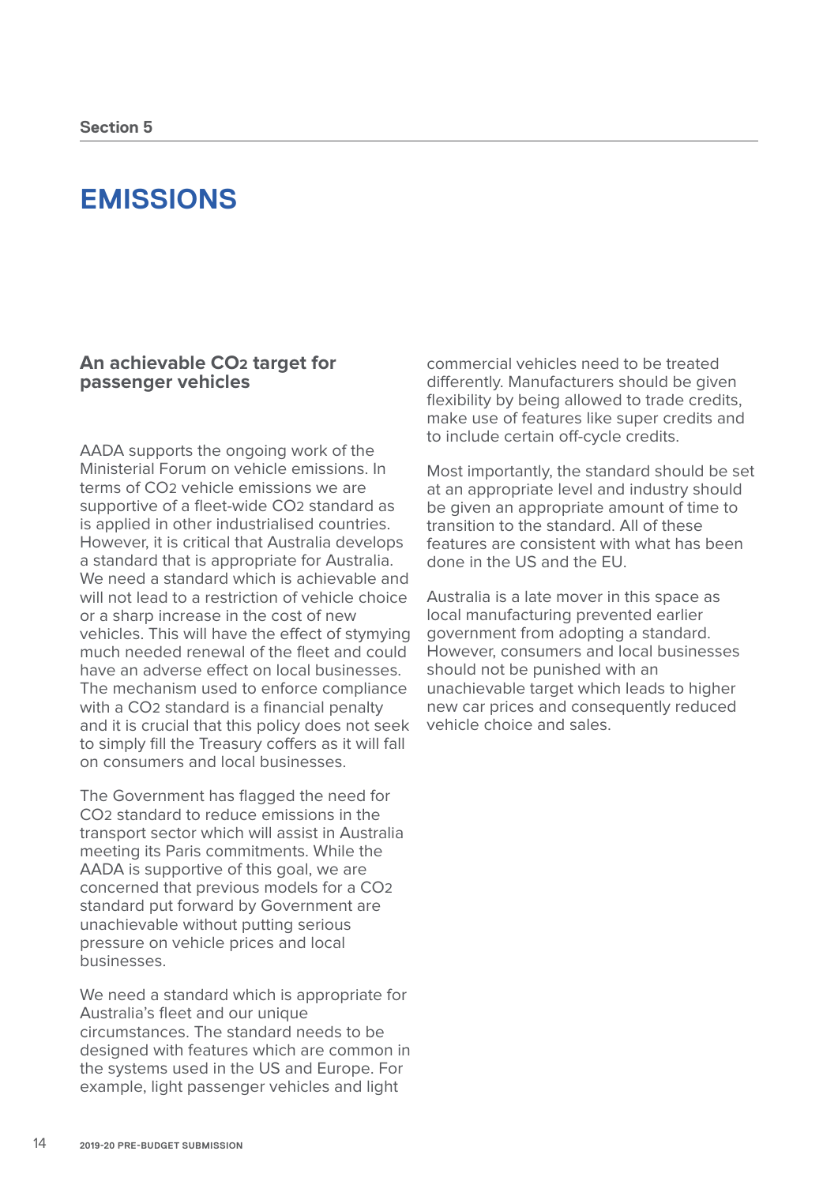Section 5

# EMISSIONS

## An achievable $CO_2$ target for passenger vehicles

AADA supports the ongoing work of the Ministerial Forum on vehicle emissions. In terms of $CO_2$ vehicle emissions we are supportive of a fleet-wide $CO_2$ standard as is applied in other industrialised countries. However, it is critical that Australia develops a standard that is appropriate for Australia. We need a standard which is achievable and will not lead to a restriction of vehicle choice or a sharp increase in the cost of new vehicles. This will have the effect of stymying much needed renewal of the fleet and could have an adverse effect on local businesses. The mechanism used to enforce compliance with a $CO_2$ standard is a financial penalty and it is crucial that this policy does not seek to simply fill the Treasury coffers as it will fall on consumers and local businesses.

The Government has flagged the need for $CO_2$ standard to reduce emissions in the transport sector which will assist in Australia meeting its Paris commitments. While the AADA is supportive of this goal, we are concerned that previous models for a $CO_2$ standard put forward by Government are unachievable without putting serious pressure on vehicle prices and local businesses.

We need a standard which is appropriate for Australia's fleet and our unique circumstances. The standard needs to be designed with features which are common in the systems used in the US and Europe. For example, light passenger vehicles and light commercial vehicles need to be treated differently. Manufacturers should be given flexibility by being allowed to trade credits, make use of features like super credits and to include certain off-cycle credits.

Most importantly, the standard should be set at an appropriate level and industry should be given an appropriate amount of time to transition to the standard. All of these features are consistent with what has been done in the US and the EU.

Australia is a late mover in this space as local manufacturing prevented earlier government from adopting a standard. However, consumers and local businesses should not be punished with an unachievable target which leads to higher new car prices and consequently reduced vehicle choice and sales.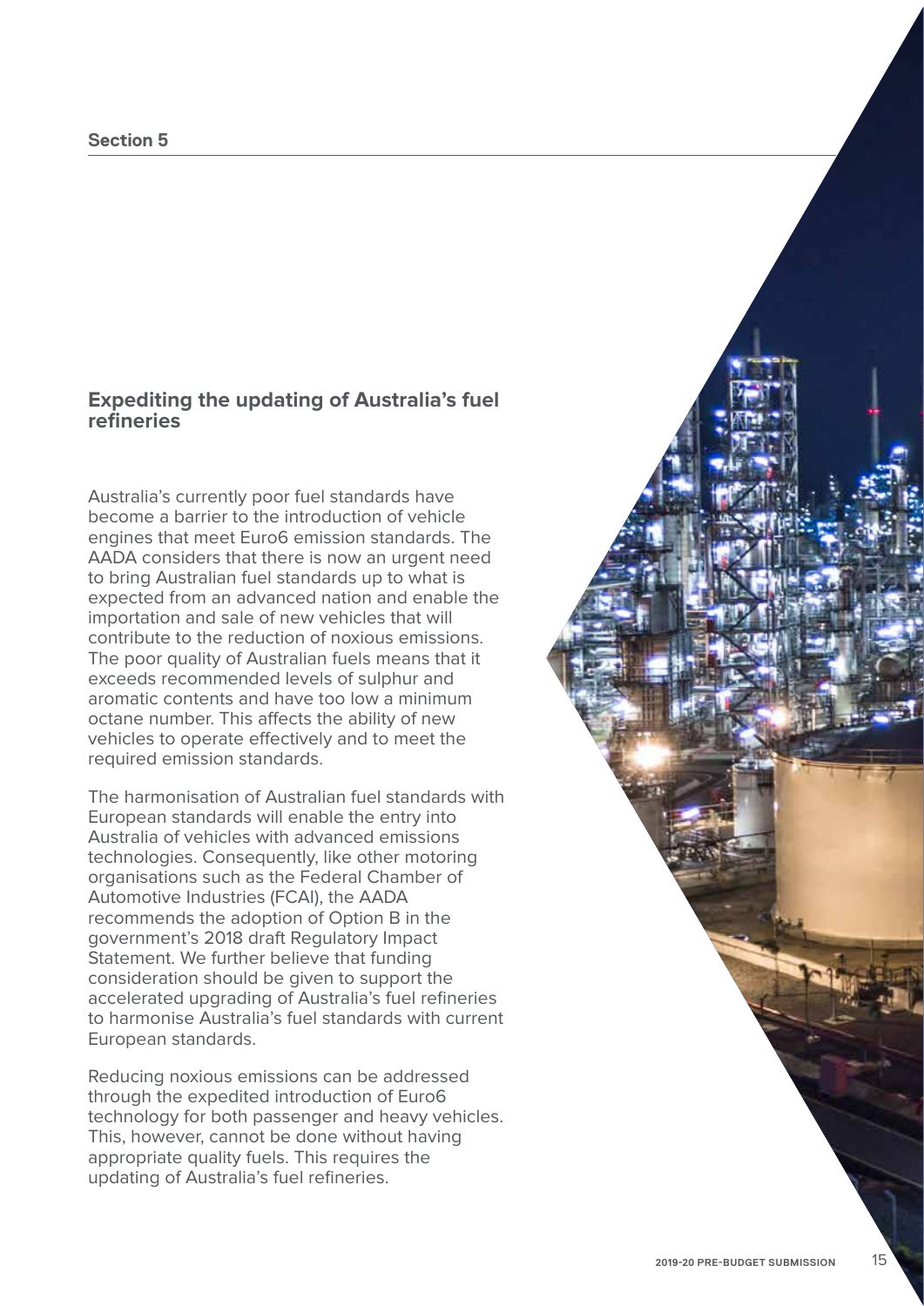Section 5

## Expediting the updating of Australia's fuel refineries

Australia's currently poor fuel standards have become a barrier to the introduction of vehicle engines that meet Euro6 emission standards. The AADA considers that there is now an urgent need to bring Australian fuel standards up to what is expected from an advanced nation and enable the importation and sale of new vehicles that will contribute to the reduction of noxious emissions. The poor quality of Australian fuels means that it exceeds recommended levels of sulphur and aromatic contents and have too low a minimum octane number. This affects the ability of new vehicles to operate effectively and to meet the required emission standards.

The harmonisation of Australian fuel standards with European standards will enable the entry into Australia of vehicles with advanced emissions technologies. Consequently, like other motoring organisations such as the Federal Chamber of Automotive Industries (FCAI), the AADA recommends the adoption of Option B in the government's 2018 draft Regulatory Impact Statement. We further believe that funding consideration should be given to support the accelerated upgrading of Australia's fuel refineries to harmonise Australia's fuel standards with current European standards.

Reducing noxious emissions can be addressed through the expedited introduction of Euro6 technology for both passenger and heavy vehicles. This, however, cannot be done without having appropriate quality fuels. This requires the updating of Australia's fuel refineries.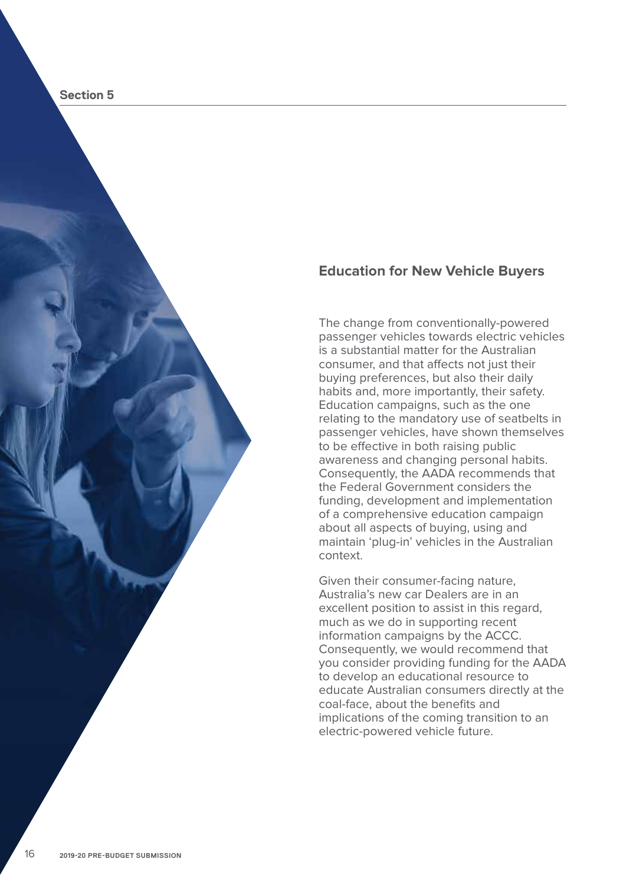Section 5

## Education for New Vehicle Buyers

The change from conventionally-powered passenger vehicles towards electric vehicles is a substantial matter for the Australian consumer, and that affects not just their buying preferences, but also their daily habits and, more importantly, their safety. Education campaigns, such as the one relating to the mandatory use of seatbelts in passenger vehicles, have shown themselves to be effective in both raising public awareness and changing personal habits. Consequently, the AADA recommends that the Federal Government considers the funding, development and implementation of a comprehensive education campaign about all aspects of buying, using and maintain 'plug-in' vehicles in the Australian context.

Given their consumer-facing nature, Australia's new car Dealers are in an excellent position to assist in this regard, much as we do in supporting recent information campaigns by the ACCC. Consequently, we would recommend that you consider providing funding for the AADA to develop an educational resource to educate Australian consumers directly at the coal-face, about the benefits and implications of the coming transition to an electric-powered vehicle future.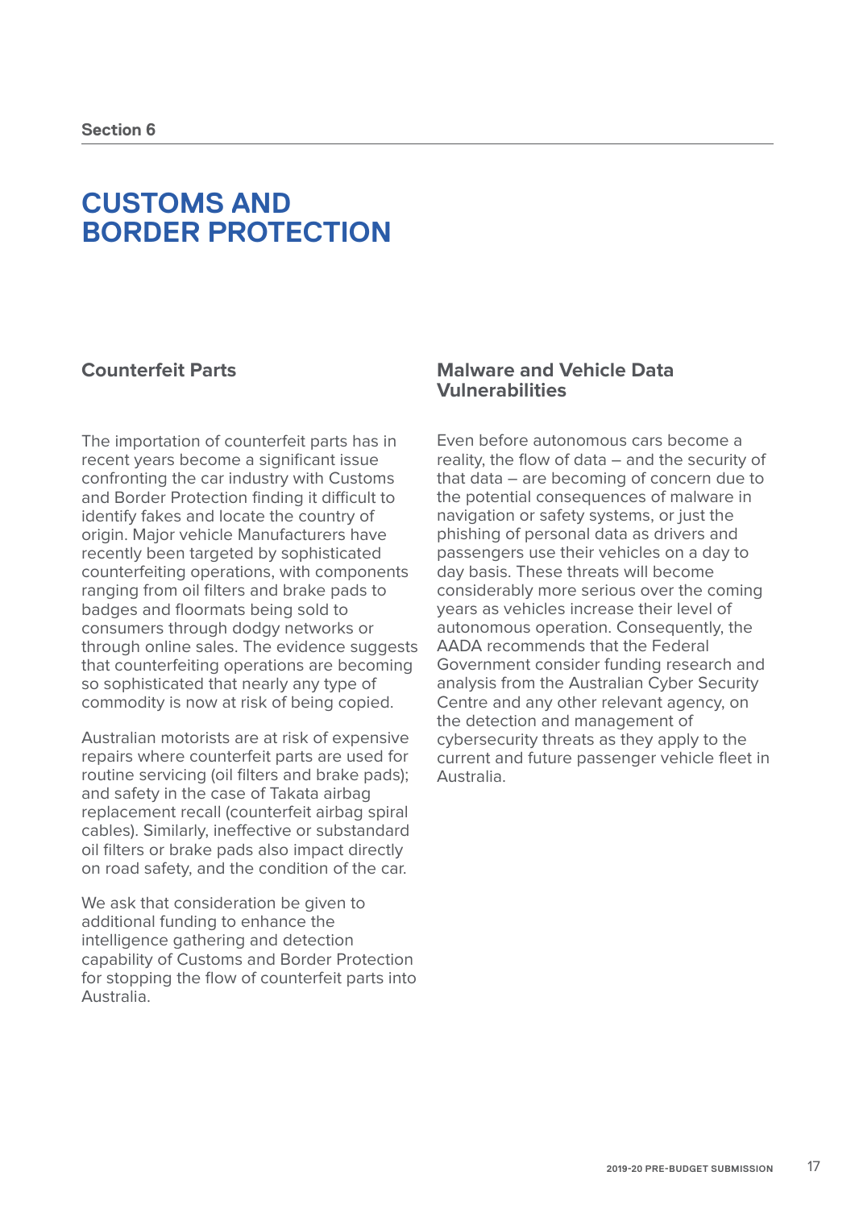Section 6

# CUSTOMS AND BORDER PROTECTION

## Counterfeit Parts

The importation of counterfeit parts has in recent years become a significant issue confronting the car industry with Customs and Border Protection finding it difficult to identify fakes and locate the country of origin. Major vehicle Manufacturers have recently been targeted by sophisticated counterfeiting operations, with components ranging from oil filters and brake pads to badges and floormats being sold to consumers through dodgy networks or through online sales. The evidence suggests that counterfeiting operations are becoming so sophisticated that nearly any type of commodity is now at risk of being copied.

Australian motorists are at risk of expensive repairs where counterfeit parts are used for routine servicing (oil filters and brake pads); and safety in the case of Takata airbag replacement recall (counterfeit airbag spiral cables). Similarly, ineffective or substandard oil filters or brake pads also impact directly on road safety, and the condition of the car.

We ask that consideration be given to additional funding to enhance the intelligence gathering and detection capability of Customs and Border Protection for stopping the flow of counterfeit parts into Australia.

## Malware and Vehicle Data Vulnerabilities

Even before autonomous cars become a reality, the flow of data – and the security of that data – are becoming of concern due to the potential consequences of malware in navigation or safety systems, or just the phishing of personal data as drivers and passengers use their vehicles on a day to day basis. These threats will become considerably more serious over the coming years as vehicles increase their level of autonomous operation. Consequently, the AADA recommends that the Federal Government consider funding research and analysis from the Australian Cyber Security Centre and any other relevant agency, on the detection and management of cybersecurity threats as they apply to the current and future passenger vehicle fleet in Australia.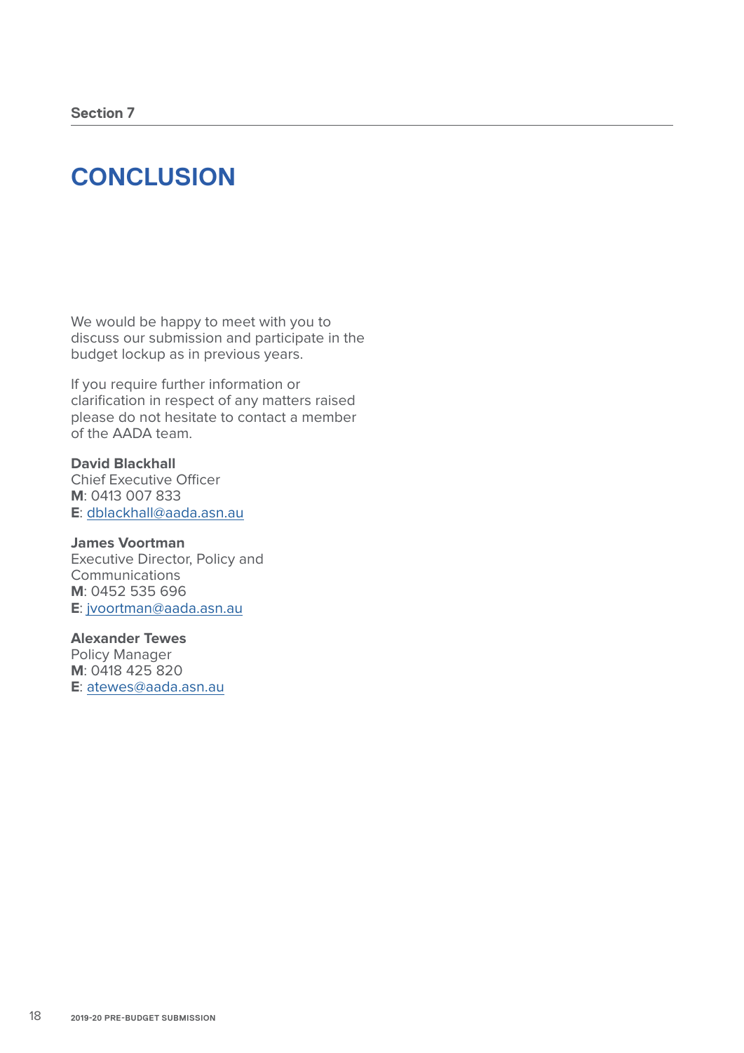Section 7

# CONCLUSION

We would be happy to meet with you to discuss our submission and participate in the budget lockup as in previous years.

If you require further information or clarification in respect of any matters raised please do not hesitate to contact a member of the AADA team.

**David Blackhall**
Chief Executive Officer
**M**: 0413 007 833
**E**: dblackhall@aada.asn.au

**James Voortman**
Executive Director, Policy and Communications
**M**: 0452 535 696
**E**: jvoortman@aada.asn.au

**Alexander Tewes**
Policy Manager
**M**: 0418 425 820
**E**: atewes@aada.asn.au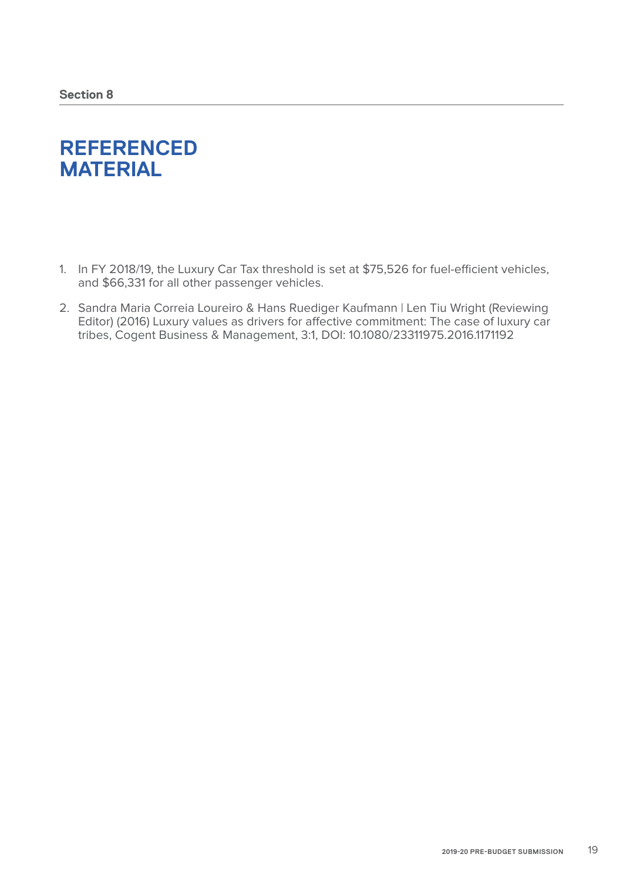Section 8

# REFERENCED MATERIAL

1. In FY 2018/19, the Luxury Car Tax threshold is set at $75,526 for fuel-efficient vehicles, and $66,331 for all other passenger vehicles.
2. Sandra Maria Correia Loureiro & Hans Ruediger Kaufmann | Len Tiu Wright (Reviewing Editor) (2016) Luxury values as drivers for affective commitment: The case of luxury car tribes, Cogent Business & Management, 3:1, DOI: 10.1080/23311975.2016.1171192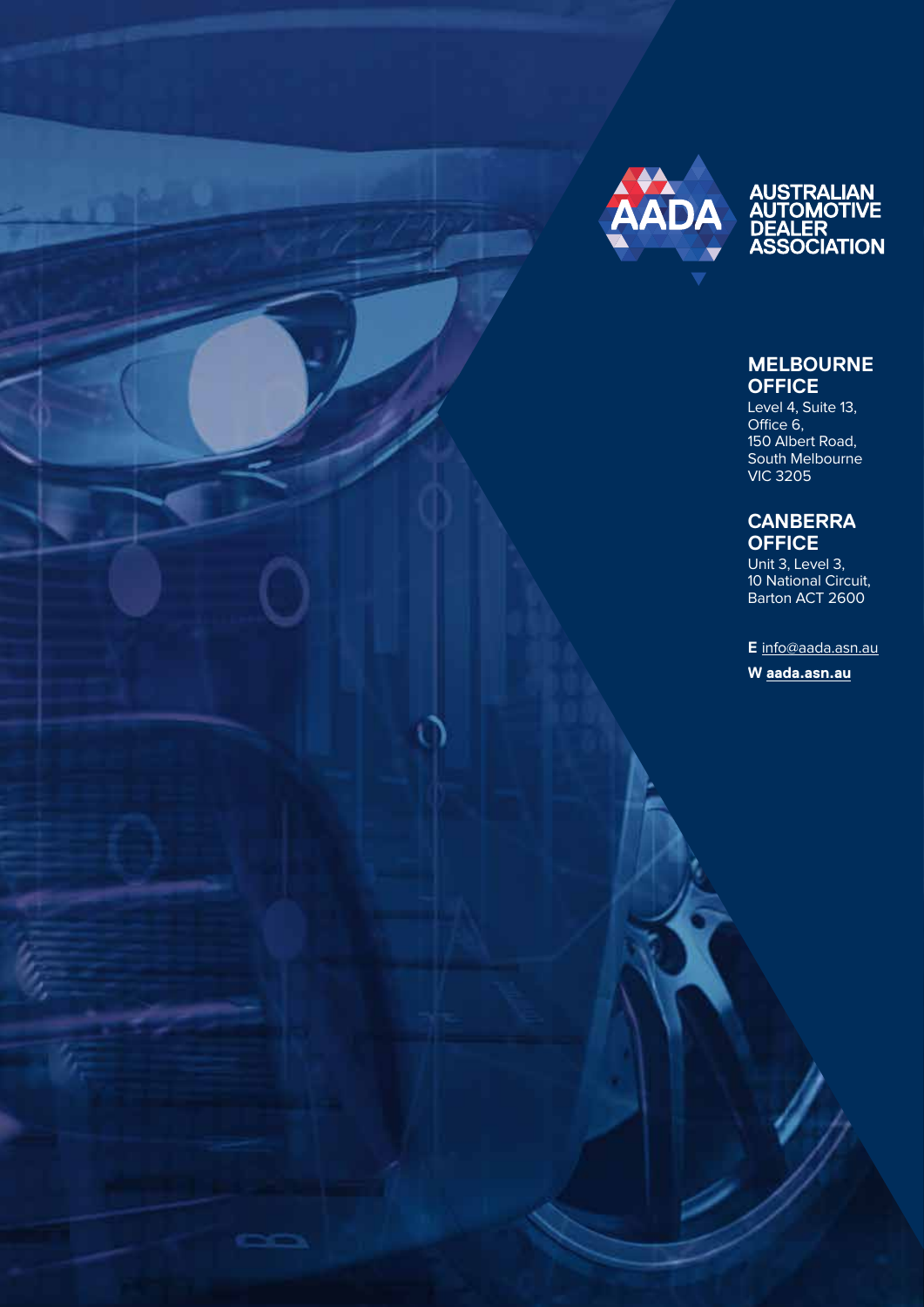AUSTRALIAN AUTOMOTIVE DEALER ASSOCIATION

## MELBOURNE OFFICE

Level 4, Suite 13,
Office 6,
150 Albert Road,
South Melbourne
VIC 3205

## CANBERRA OFFICE

Unit 3, Level 3,
10 National Circuit,
Barton ACT 2600

**E** info@aada.asn.au

**W** **aada.asn.au**